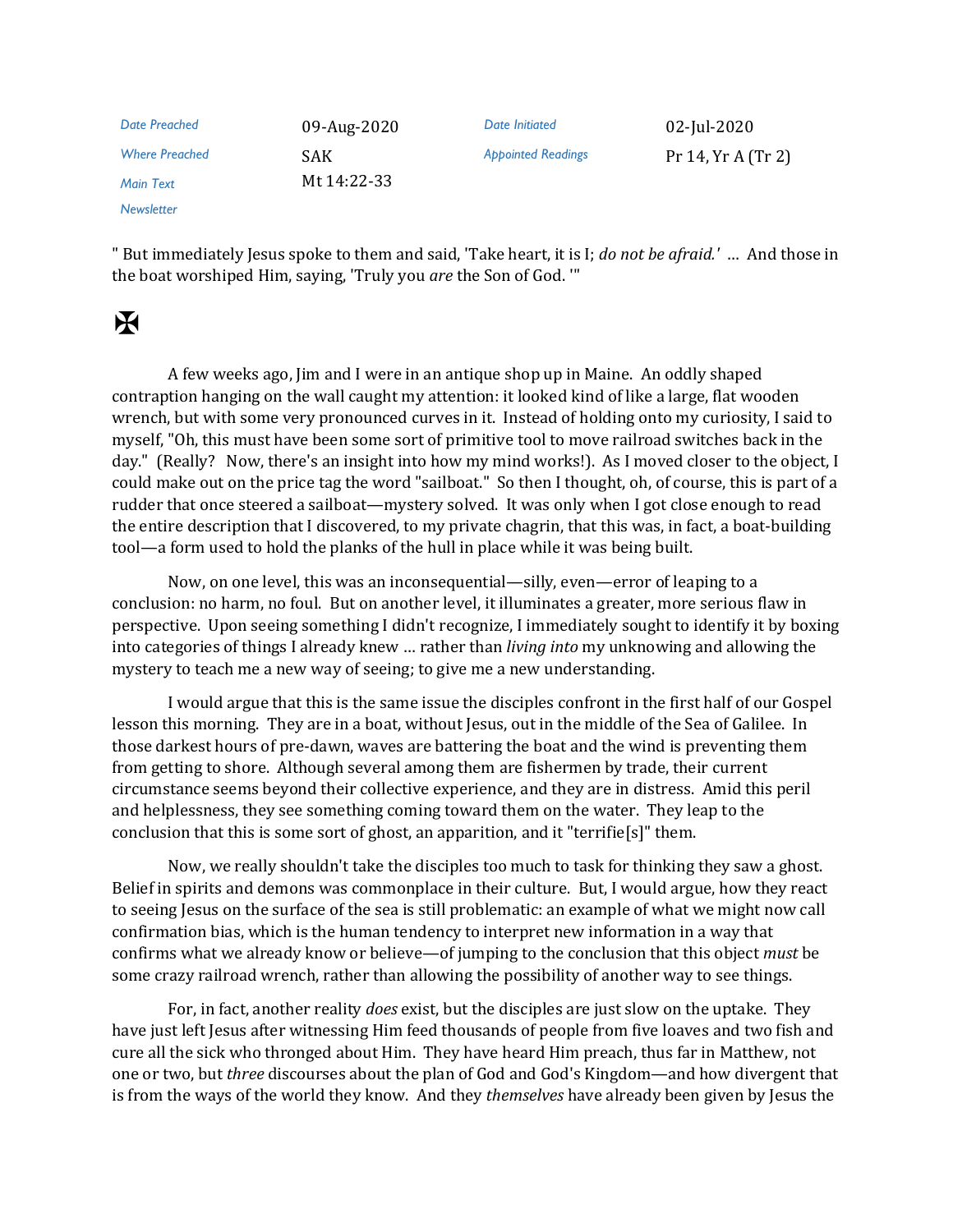| Date Preached | 09-Aug-2020 | Date Initiated | 02-Jul-2020 |
| --- | --- | --- | --- |
| Where Preached | SAK | Appointed Readings | Pr 14, Yr A (Tr 2) |
| Main Text | Mt 14:22-33 | | |
| Newsletter | | | |

" But immediately Jesus spoke to them and said, 'Take heart, it is I; *do not be afraid.'* ... And those in the boat worshiped Him, saying, 'Truly you *are* the Son of God. '"

✠

A few weeks ago, Jim and I were in an antique shop up in Maine. An oddly shaped contraption hanging on the wall caught my attention: it looked kind of like a large, flat wooden wrench, but with some very pronounced curves in it. Instead of holding onto my curiosity, I said to myself, "Oh, this must have been some sort of primitive tool to move railroad switches back in the day." (Really? Now, there's an insight into how my mind works!). As I moved closer to the object, I could make out on the price tag the word "sailboat." So then I thought, oh, of course, this is part of a rudder that once steered a sailboat—mystery solved. It was only when I got close enough to read the entire description that I discovered, to my private chagrin, that this was, in fact, a boat-building tool—a form used to hold the planks of the hull in place while it was being built.

Now, on one level, this was an inconsequential—silly, even—error of leaping to a conclusion: no harm, no foul. But on another level, it illuminates a greater, more serious flaw in perspective. Upon seeing something I didn't recognize, I immediately sought to identify it by boxing into categories of things I already knew ... rather than *living into* my unknowing and allowing the mystery to teach me a new way of seeing; to give me a new understanding.

I would argue that this is the same issue the disciples confront in the first half of our Gospel lesson this morning. They are in a boat, without Jesus, out in the middle of the Sea of Galilee. In those darkest hours of pre-dawn, waves are battering the boat and the wind is preventing them from getting to shore. Although several among them are fishermen by trade, their current circumstance seems beyond their collective experience, and they are in distress. Amid this peril and helplessness, they see something coming toward them on the water. They leap to the conclusion that this is some sort of ghost, an apparition, and it "terrifie[s]" them.

Now, we really shouldn't take the disciples too much to task for thinking they saw a ghost. Belief in spirits and demons was commonplace in their culture. But, I would argue, how they react to seeing Jesus on the surface of the sea is still problematic: an example of what we might now call confirmation bias, which is the human tendency to interpret new information in a way that confirms what we already know or believe—of jumping to the conclusion that this object *must* be some crazy railroad wrench, rather than allowing the possibility of another way to see things.

For, in fact, another reality *does* exist, but the disciples are just slow on the uptake. They have just left Jesus after witnessing Him feed thousands of people from five loaves and two fish and cure all the sick who thronged about Him. They have heard Him preach, thus far in Matthew, not one or two, but *three* discourses about the plan of God and God's Kingdom—and how divergent that is from the ways of the world they know. And they *themselves* have already been given by Jesus the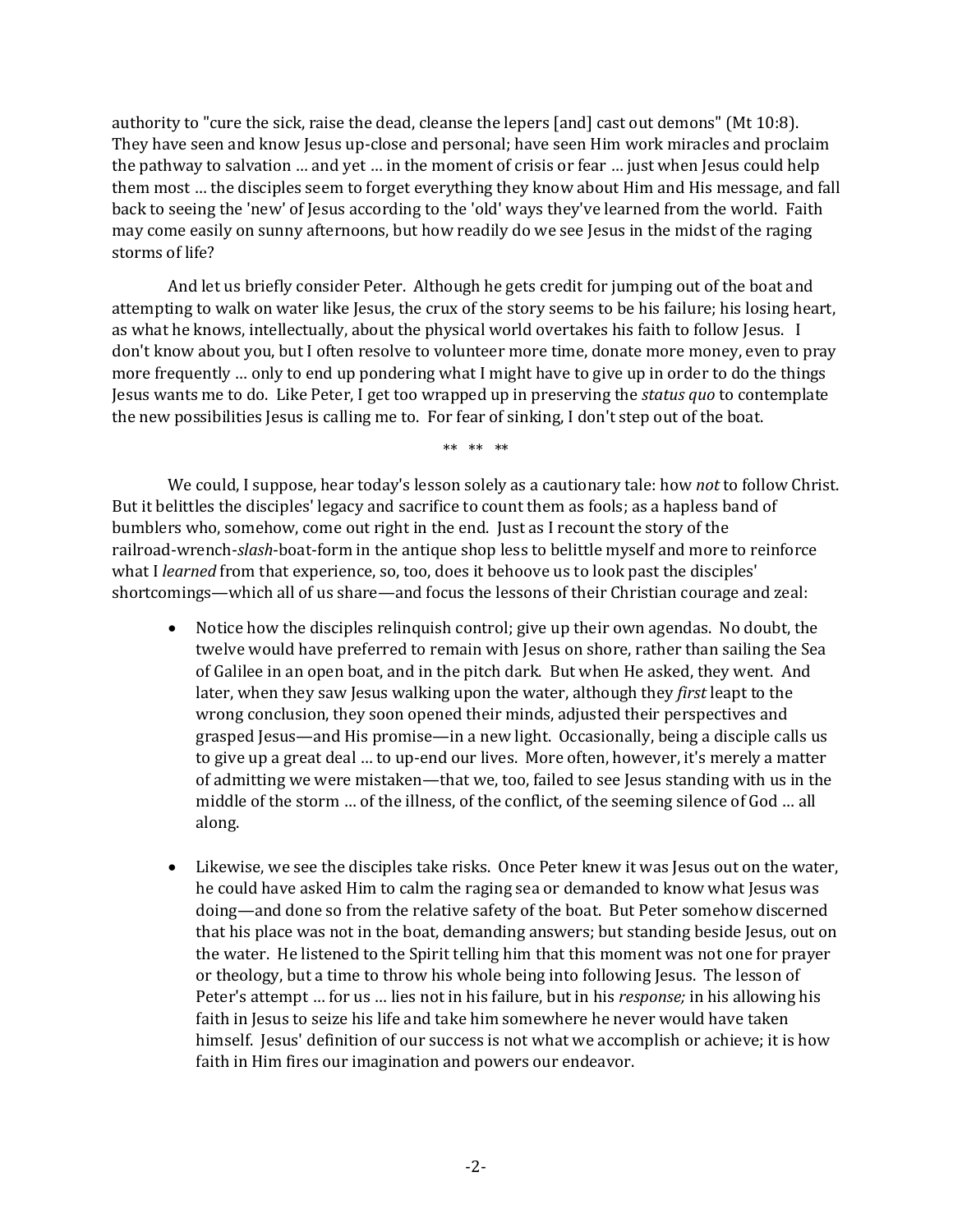authority to "cure the sick, raise the dead, cleanse the lepers [and] cast out demons" (Mt 10:8). They have seen and know Jesus up-close and personal; have seen Him work miracles and proclaim the pathway to salvation … and yet … in the moment of crisis or fear … just when Jesus could help them most … the disciples seem to forget everything they know about Him and His message, and fall back to seeing the 'new' of Jesus according to the 'old' ways they've learned from the world. Faith may come easily on sunny afternoons, but how readily do we see Jesus in the midst of the raging storms of life?

And let us briefly consider Peter. Although he gets credit for jumping out of the boat and attempting to walk on water like Jesus, the crux of the story seems to be his failure; his losing heart, as what he knows, intellectually, about the physical world overtakes his faith to follow Jesus. I don't know about you, but I often resolve to volunteer more time, donate more money, even to pray more frequently … only to end up pondering what I might have to give up in order to do the things Jesus wants me to do. Like Peter, I get too wrapped up in preserving the *status quo* to contemplate the new possibilities Jesus is calling me to. For fear of sinking, I don't step out of the boat.

** ** **

We could, I suppose, hear today's lesson solely as a cautionary tale: how *not* to follow Christ. But it belittles the disciples' legacy and sacrifice to count them as fools; as a hapless band of bumblers who, somehow, come out right in the end. Just as I recount the story of the railroad-wrench-*slash*-boat-form in the antique shop less to belittle myself and more to reinforce what I *learned* from that experience, so, too, does it behoove us to look past the disciples' shortcomings—which all of us share—and focus the lessons of their Christian courage and zeal:

- Notice how the disciples relinquish control; give up their own agendas. No doubt, the twelve would have preferred to remain with Jesus on shore, rather than sailing the Sea of Galilee in an open boat, and in the pitch dark. But when He asked, they went. And later, when they saw Jesus walking upon the water, although they *first* leapt to the wrong conclusion, they soon opened their minds, adjusted their perspectives and grasped Jesus—and His promise—in a new light. Occasionally, being a disciple calls us to give up a great deal … to up-end our lives. More often, however, it's merely a matter of admitting we were mistaken—that we, too, failed to see Jesus standing with us in the middle of the storm … of the illness, of the conflict, of the seeming silence of God … all along.

- Likewise, we see the disciples take risks. Once Peter knew it was Jesus out on the water, he could have asked Him to calm the raging sea or demanded to know what Jesus was doing—and done so from the relative safety of the boat. But Peter somehow discerned that his place was not in the boat, demanding answers; but standing beside Jesus, out on the water. He listened to the Spirit telling him that this moment was not one for prayer or theology, but a time to throw his whole being into following Jesus. The lesson of Peter's attempt … for us … lies not in his failure, but in his *response;* in his allowing his faith in Jesus to seize his life and take him somewhere he never would have taken himself. Jesus' definition of our success is not what we accomplish or achieve; it is how faith in Him fires our imagination and powers our endeavor.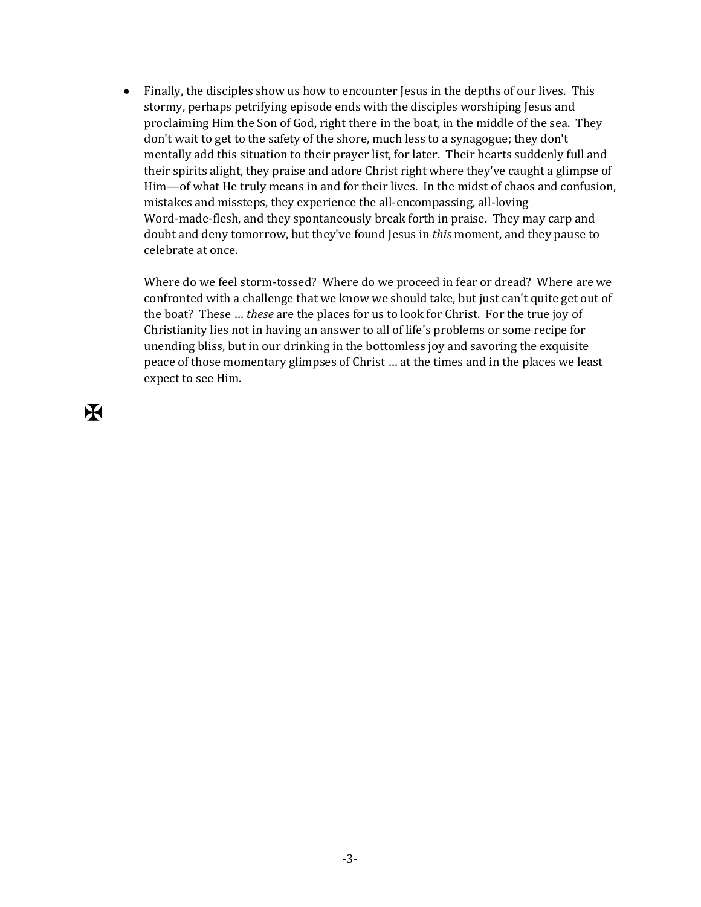- Finally, the disciples show us how to encounter Jesus in the depths of our lives. This stormy, perhaps petrifying episode ends with the disciples worshiping Jesus and proclaiming Him the Son of God, right there in the boat, in the middle of the sea. They don't wait to get to the safety of the shore, much less to a synagogue; they don't mentally add this situation to their prayer list, for later. Their hearts suddenly full and their spirits alight, they praise and adore Christ right where they've caught a glimpse of Him—of what He truly means in and for their lives. In the midst of chaos and confusion, mistakes and missteps, they experience the all-encompassing, all-loving Word-made-flesh, and they spontaneously break forth in praise. They may carp and doubt and deny tomorrow, but they've found Jesus in *this* moment, and they pause to celebrate at once.

  Where do we feel storm-tossed? Where do we proceed in fear or dread? Where are we confronted with a challenge that we know we should take, but just can't quite get out of the boat? These … *these* are the places for us to look for Christ. For the true joy of Christianity lies not in having an answer to all of life's problems or some recipe for unending bliss, but in our drinking in the bottomless joy and savoring the exquisite peace of those momentary glimpses of Christ … at the times and in the places we least expect to see Him.

✠